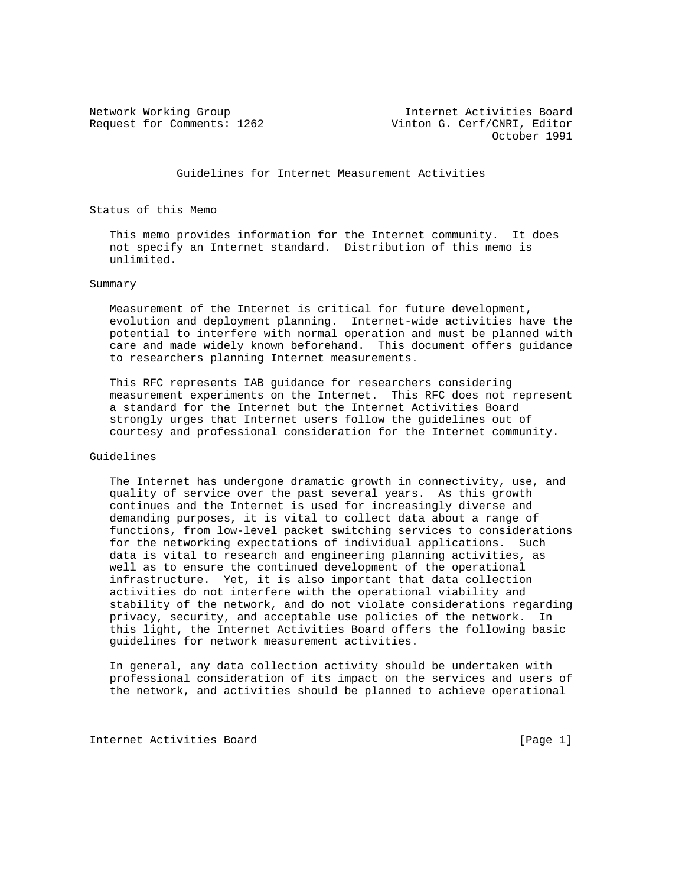Network Working Group                                     Internet Activities Board
Request for Comments: 1262                          Vinton G. Cerf/CNRI, Editor
                                                                       October 1991

# Guidelines for Internet Measurement Activities

## Status of this Memo

This memo provides information for the Internet community. It does not specify an Internet standard. Distribution of this memo is unlimited.

## Summary

Measurement of the Internet is critical for future development, evolution and deployment planning. Internet-wide activities have the potential to interfere with normal operation and must be planned with care and made widely known beforehand. This document offers guidance to researchers planning Internet measurements.

This RFC represents IAB guidance for researchers considering measurement experiments on the Internet. This RFC does not represent a standard for the Internet but the Internet Activities Board strongly urges that Internet users follow the guidelines out of courtesy and professional consideration for the Internet community.

## Guidelines

The Internet has undergone dramatic growth in connectivity, use, and quality of service over the past several years. As this growth continues and the Internet is used for increasingly diverse and demanding purposes, it is vital to collect data about a range of functions, from low-level packet switching services to considerations for the networking expectations of individual applications. Such data is vital to research and engineering planning activities, as well as to ensure the continued development of the operational infrastructure. Yet, it is also important that data collection activities do not interfere with the operational viability and stability of the network, and do not violate considerations regarding privacy, security, and acceptable use policies of the network. In this light, the Internet Activities Board offers the following basic guidelines for network measurement activities.

In general, any data collection activity should be undertaken with professional consideration of its impact on the services and users of the network, and activities should be planned to achieve operational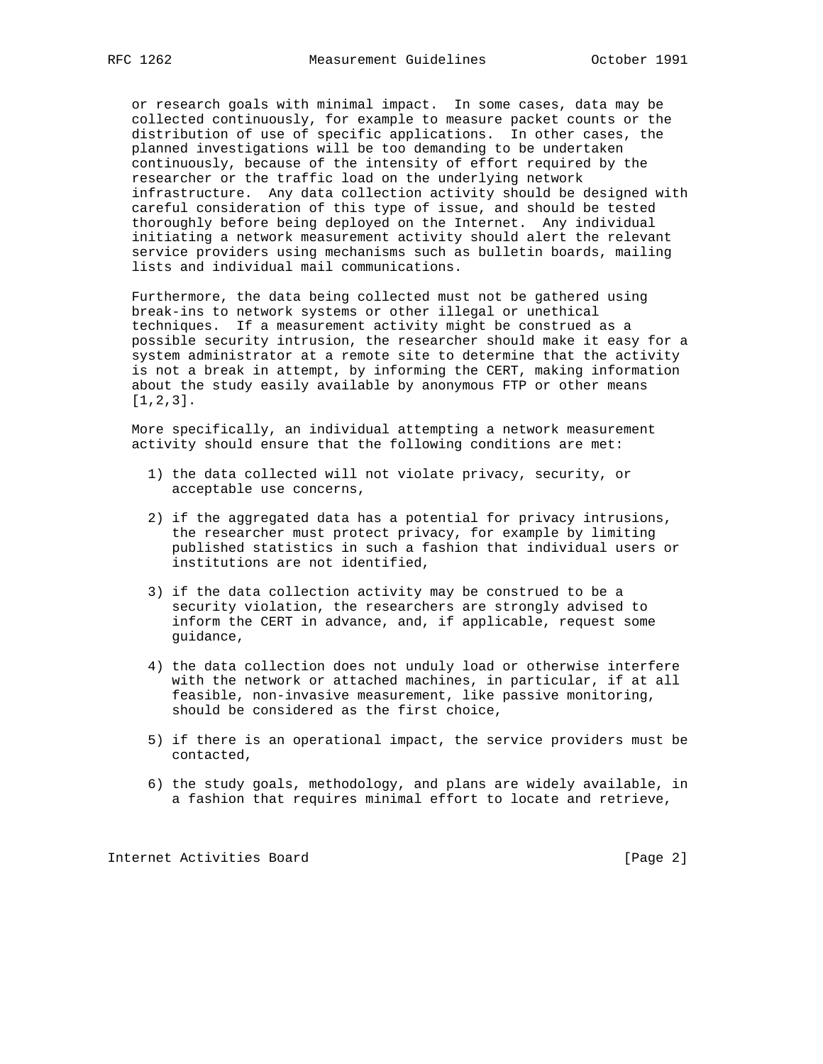or research goals with minimal impact. In some cases, data may be collected continuously, for example to measure packet counts or the distribution of use of specific applications. In other cases, the planned investigations will be too demanding to be undertaken continuously, because of the intensity of effort required by the researcher or the traffic load on the underlying network infrastructure. Any data collection activity should be designed with careful consideration of this type of issue, and should be tested thoroughly before being deployed on the Internet. Any individual initiating a network measurement activity should alert the relevant service providers using mechanisms such as bulletin boards, mailing lists and individual mail communications.

Furthermore, the data being collected must not be gathered using break-ins to network systems or other illegal or unethical techniques. If a measurement activity might be construed as a possible security intrusion, the researcher should make it easy for a system administrator at a remote site to determine that the activity is not a break in attempt, by informing the CERT, making information about the study easily available by anonymous FTP or other means [1,2,3].

More specifically, an individual attempting a network measurement activity should ensure that the following conditions are met:

1) the data collected will not violate privacy, security, or acceptable use concerns,

2) if the aggregated data has a potential for privacy intrusions, the researcher must protect privacy, for example by limiting published statistics in such a fashion that individual users or institutions are not identified,

3) if the data collection activity may be construed to be a security violation, the researchers are strongly advised to inform the CERT in advance, and, if applicable, request some guidance,

4) the data collection does not unduly load or otherwise interfere with the network or attached machines, in particular, if at all feasible, non-invasive measurement, like passive monitoring, should be considered as the first choice,

5) if there is an operational impact, the service providers must be contacted,

6) the study goals, methodology, and plans are widely available, in a fashion that requires minimal effort to locate and retrieve,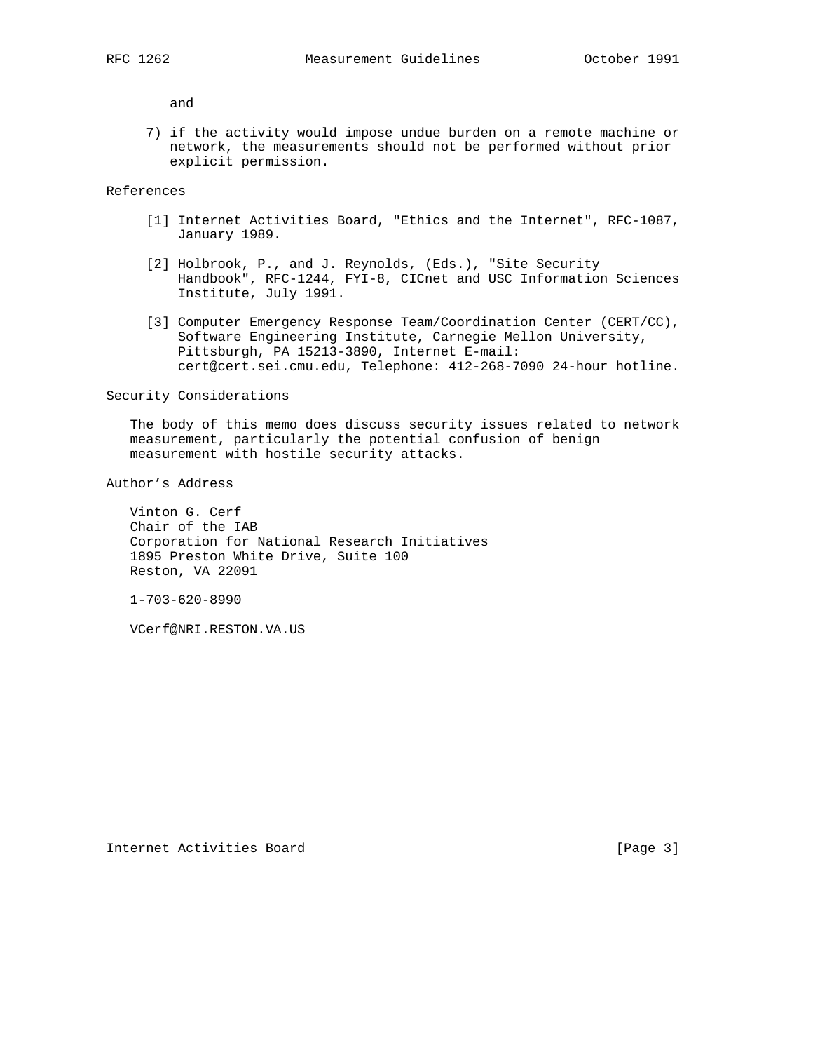and

7) if the activity would impose undue burden on a remote machine or network, the measurements should not be performed without prior explicit permission.

## References

[1] Internet Activities Board, "Ethics and the Internet", RFC-1087, January 1989.

[2] Holbrook, P., and J. Reynolds, (Eds.), "Site Security Handbook", RFC-1244, FYI-8, CICnet and USC Information Sciences Institute, July 1991.

[3] Computer Emergency Response Team/Coordination Center (CERT/CC), Software Engineering Institute, Carnegie Mellon University, Pittsburgh, PA 15213-3890, Internet E-mail: cert@cert.sei.cmu.edu, Telephone: 412-268-7090 24-hour hotline.

## Security Considerations

The body of this memo does discuss security issues related to network measurement, particularly the potential confusion of benign measurement with hostile security attacks.

## Author's Address

Vinton G. Cerf
Chair of the IAB
Corporation for National Research Initiatives
1895 Preston White Drive, Suite 100
Reston, VA 22091

1-703-620-8990

VCerf@NRI.RESTON.VA.US